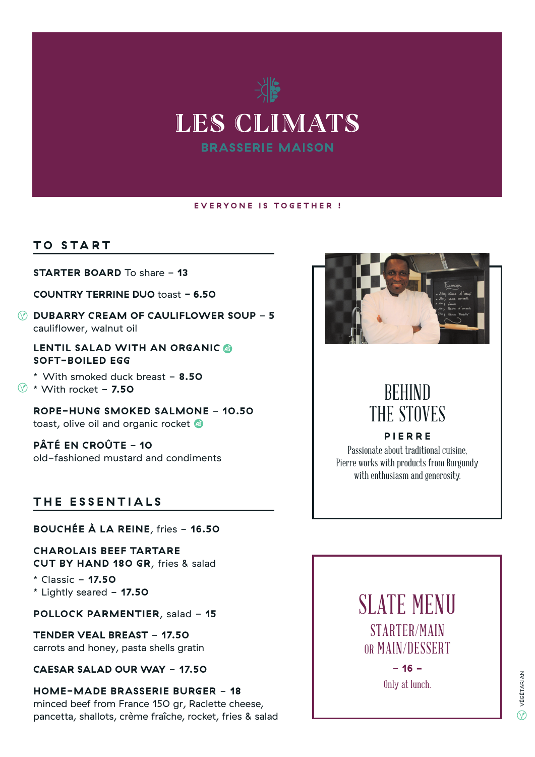# LES CLIMATS

BRASSERIE MAISON

EVERYONE IS TOGETHER !

## TO START

**STARTER BOARD** To share – **13**

**COUNTRY TERRINE DUO** toast **– 6.50**

**DUBARRY CREAM OF CAULIFLOWER SOUP – 5**
cauliflower, walnut oil

**LENTIL SALAD WITH AN ORGANIC SOFT-BOILED EGG**

* With smoked duck breast – **8.50**
* With rocket – **7.50**

**ROPE-HUNG SMOKED SALMONE – 10.50**
toast, olive oil and organic rocket

**PÂTÉ EN CROÛTE – 10**
old-fashioned mustard and condiments

## THE ESSENTIALS

**BOUCHÉE À LA REINE**, fries – **16.50**

**CHAROLAIS BEEF TARTARE CUT BY HAND 180 GR**, fries & salad

* Classic – **17.50**
* Lightly seared – **17.50**

**POLLOCK PARMENTIER**, salad – **15**

**TENDER VEAL BREAST – 17.50**
carrots and honey, pasta shells gratin

**CAESAR SALAD OUR WAY – 17.50**

**HOME-MADE BRASSERIE BURGER – 18**
minced beef from France 150 gr, Raclette cheese, pancetta, shallots, crème fraîche, rocket, fries & salad

## BEHIND THE STOVES

**PIERRE**

Passionate about traditional cuisine, Pierre works with products from Burgundy with enthusiasm and generosity.

## SLATE MENU

STARTER/MAIN OR MAIN/DESSERT

**– 16 –**

Only at lunch.

VÉGÉTARIAN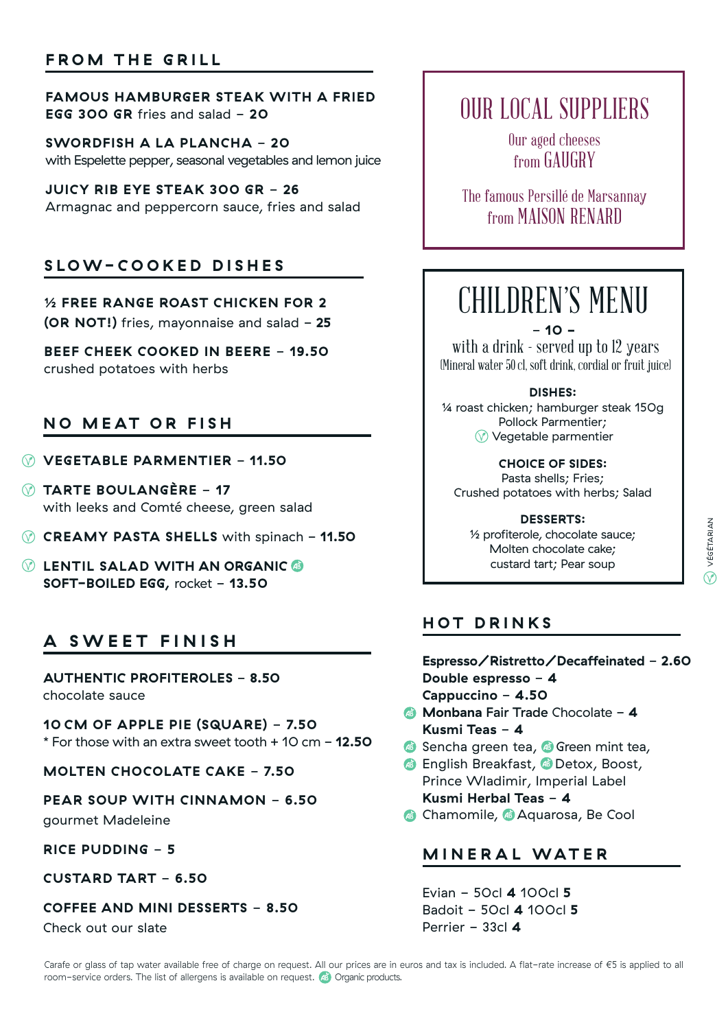## FROM THE GRILL

**FAMOUS HAMBURGER STEAK WITH A FRIED EGG 300 GR** fries and salad – **20**

**SWORDFISH A LA PLANCHA – 20**
with Espelette pepper, seasonal vegetables and lemon juice

**JUICY RIB EYE STEAK 300 GR – 26**
Armagnac and peppercorn sauce, fries and salad

## SLOW-COOKED DISHES

**½ FREE RANGE ROAST CHICKEN FOR 2 (OR NOT!)** fries, mayonnaise and salad – **25**

**BEEF CHEEK COOKED IN BEERE – 19.50**
crushed potatoes with herbs

## NO MEAT OR FISH

(V) **VEGETABLE PARMENTIER – 11.50**

(V) **TARTE BOULANGÈRE – 17**
with leeks and Comté cheese, green salad

(V) **CREAMY PASTA SHELLS** with spinach – **11.50**

(V) **LENTIL SALAD WITH AN ORGANIC** (AB) **SOFT-BOILED EGG,** rocket – **13.50**

## A SWEET FINISH

**AUTHENTIC PROFITEROLES – 8.50**
chocolate sauce

**10 CM OF APPLE PIE (SQUARE) – 7.50**
* For those with an extra sweet tooth + 10 cm – **12.50**

**MOLTEN CHOCOLATE CAKE – 7.50**

**PEAR SOUP WITH CINNAMON – 6.50**
gourmet Madeleine

**RICE PUDDING – 5**

**CUSTARD TART – 6.50**

**COFFEE AND MINI DESSERTS – 8.50**
Check out our slate

## OUR LOCAL SUPPLIERS

Our aged cheeses
from GAUGRY

The famous Persillé de Marsannay
from MAISON RENARD

## CHILDREN'S MENU

– 10 –
with a drink - served up to 12 years
(Mineral water 50 cl, soft drink, cordial or fruit juice)

**DISHES:**
¼ roast chicken; hamburger steak 150g
Pollock Parmentier;
(V) Vegetable parmentier

**CHOICE OF SIDES:**
Pasta shells; Fries;
Crushed potatoes with herbs; Salad

**DESSERTS:**
½ profiterole, chocolate sauce;
Molten chocolate cake;
custard tart; Pear soup

(V) VÉGÉTARIAN

## HOT DRINKS

**Espresso/Ristretto/Decaffeinated – 2.60**
**Double espresso – 4**
**Cappuccino – 4.50**
(AB) **Monbana Fair Trade** Chocolate – **4**
**Kusmi Teas – 4**
(AB) Sencha green tea, (AB) Green mint tea,
(AB) English Breakfast, (AB) Detox, Boost,
Prince Wladimir, Imperial Label
**Kusmi Herbal Teas – 4**
(AB) Chamomile, (AB) Aquarosa, Be Cool

## MINERAL WATER

Evian – 50cl **4** 100cl **5**
Badoit – 50cl **4** 100cl **5**
Perrier – 33cl **4**

Carafe or glass of tap water available free of charge on request. All our prices are in euros and tax is included. A flat-rate increase of €5 is applied to all room-service orders. The list of allergens is available on request. (AB) Organic products.